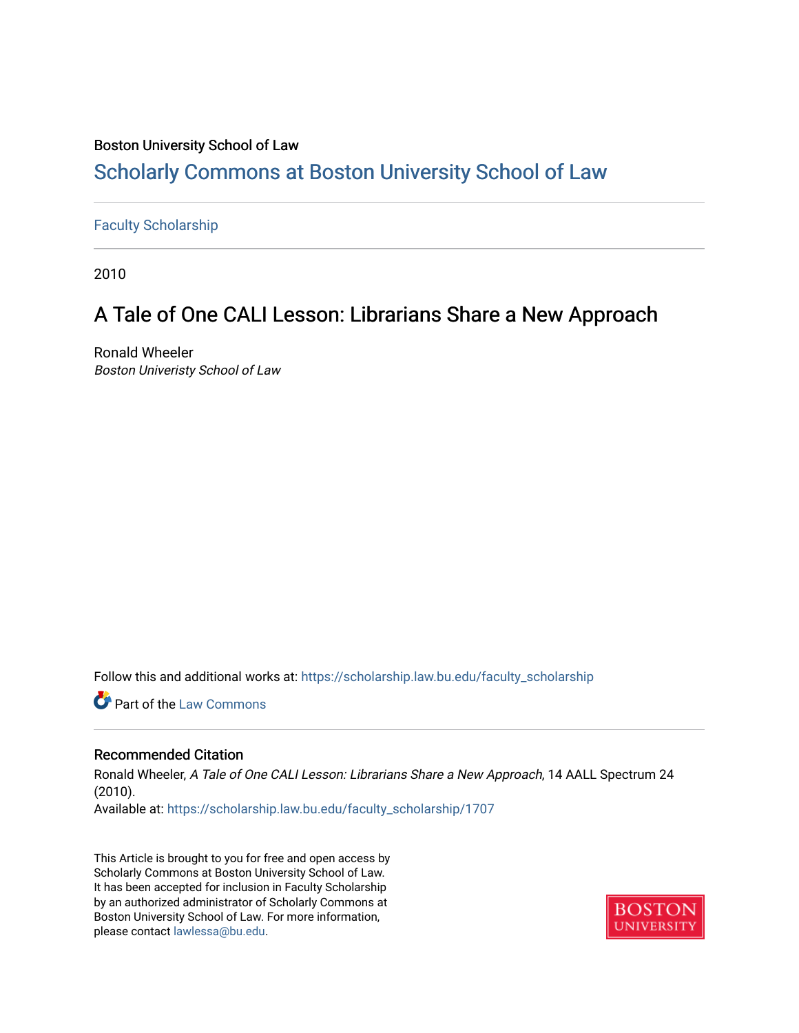Boston University School of Law

# Scholarly Commons at Boston University School of Law

Faculty Scholarship

2010

## A Tale of One CALI Lesson: Librarians Share a New Approach

Ronald Wheeler
*Boston Univeristy School of Law*

Follow this and additional works at: https://scholarship.law.bu.edu/faculty_scholarship

Part of the Law Commons

### Recommended Citation

Ronald Wheeler, *A Tale of One CALI Lesson: Librarians Share a New Approach*, 14 AALL Spectrum 24 (2010).
Available at: https://scholarship.law.bu.edu/faculty_scholarship/1707

This Article is brought to you for free and open access by Scholarly Commons at Boston University School of Law. It has been accepted for inclusion in Faculty Scholarship by an authorized administrator of Scholarly Commons at Boston University School of Law. For more information, please contact lawlessa@bu.edu.

BOSTON UNIVERSITY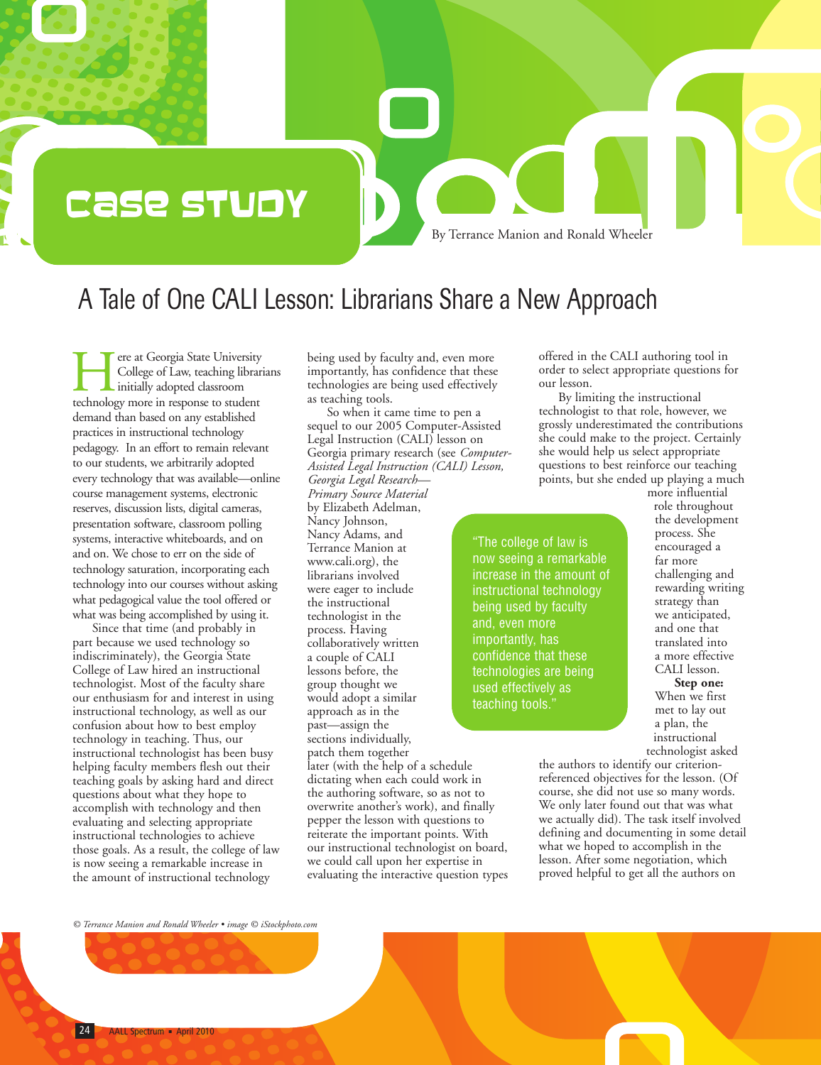Case Study

By Terrance Manion and Ronald Wheeler

# A Tale of One CALI Lesson: Librarians Share a New Approach

Here at Georgia State University College of Law, teaching librarians initially adopted classroom technology more in response to student demand than based on any established practices in instructional technology pedagogy. In an effort to remain relevant to our students, we arbitrarily adopted every technology that was available—online course management systems, electronic reserves, discussion lists, digital cameras, presentation software, classroom polling systems, interactive whiteboards, and on and on. We chose to err on the side of technology saturation, incorporating each technology into our courses without asking what pedagogical value the tool offered or what was being accomplished by using it.

Since that time (and probably in part because we used technology so indiscriminately), the Georgia State College of Law hired an instructional technologist. Most of the faculty share our enthusiasm for and interest in using instructional technology, as well as our confusion about how to best employ technology in teaching. Thus, our instructional technologist has been busy helping faculty members flesh out their teaching goals by asking hard and direct questions about what they hope to accomplish with technology and then evaluating and selecting appropriate instructional technologies to achieve those goals. As a result, the college of law is now seeing a remarkable increase in the amount of instructional technology being used by faculty and, even more importantly, has confidence that these technologies are being used effectively as teaching tools.

So when it came time to pen a sequel to our 2005 Computer-Assisted Legal Instruction (CALI) lesson on Georgia primary research (see *Computer-Assisted Legal Instruction (CALI) Lesson, Georgia Legal Research—Primary Source Material* by Elizabeth Adelman, Nancy Johnson, Nancy Adams, and Terrance Manion at www.cali.org), the librarians involved were eager to include the instructional technologist in the process. Having collaboratively written a couple of CALI lessons before, the group thought we would adopt a similar approach as in the past—assign the sections individually, patch them together later (with the help of a schedule dictating when each could work in the authoring software, so as not to overwrite another's work), and finally pepper the lesson with questions to reiterate the important points. With our instructional technologist on board, we could call upon her expertise in evaluating the interactive question types offered in the CALI authoring tool in order to select appropriate questions for our lesson.

> "The college of law is now seeing a remarkable increase in the amount of instructional technology being used by faculty and, even more importantly, has confidence that these technologies are being used effectively as teaching tools."

By limiting the instructional technologist to that role, however, we grossly underestimated the contributions she could make to the project. Certainly she would help us select appropriate questions to best reinforce our teaching points, but she ended up playing a much more influential role throughout the development process. She encouraged a far more challenging and rewarding writing strategy than we anticipated, and one that translated into a more effective CALI lesson.

**Step one:** When we first met to lay out a plan, the instructional technologist asked the authors to identify our criterion-referenced objectives for the lesson. (Of course, she did not use so many words. We only later found out that was what we actually did). The task itself involved defining and documenting in some detail what we hoped to accomplish in the lesson. After some negotiation, which proved helpful to get all the authors on

© *Terrance Manion and Ronald Wheeler • image © iStockphoto.com*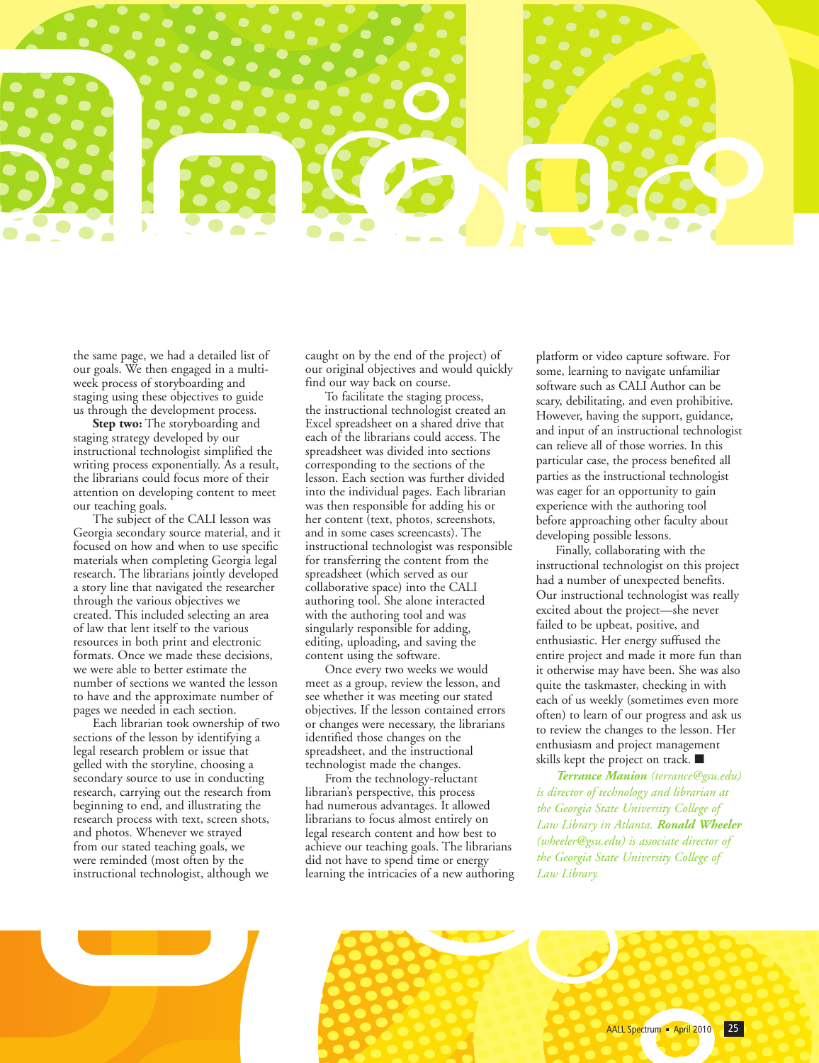the same page, we had a detailed list of our goals. We then engaged in a multi-week process of storyboarding and staging using these objectives to guide us through the development process.

**Step two:** The storyboarding and staging strategy developed by our instructional technologist simplified the writing process exponentially. As a result, the librarians could focus more of their attention on developing content to meet our teaching goals.

The subject of the CALI lesson was Georgia secondary source material, and it focused on how and when to use specific materials when completing Georgia legal research. The librarians jointly developed a story line that navigated the researcher through the various objectives we created. This included selecting an area of law that lent itself to the various resources in both print and electronic formats. Once we made these decisions, we were able to better estimate the number of sections we wanted the lesson to have and the approximate number of pages we needed in each section.

Each librarian took ownership of two sections of the lesson by identifying a legal research problem or issue that gelled with the storyline, choosing a secondary source to use in conducting research, carrying out the research from beginning to end, and illustrating the research process with text, screen shots, and photos. Whenever we strayed from our stated teaching goals, we were reminded (most often by the instructional technologist, although we caught on by the end of the project) of our original objectives and would quickly find our way back on course.

To facilitate the staging process, the instructional technologist created an Excel spreadsheet on a shared drive that each of the librarians could access. The spreadsheet was divided into sections corresponding to the sections of the lesson. Each section was further divided into the individual pages. Each librarian was then responsible for adding his or her content (text, photos, screenshots, and in some cases screencasts). The instructional technologist was responsible for transferring the content from the spreadsheet (which served as our collaborative space) into the CALI authoring tool. She alone interacted with the authoring tool and was singularly responsible for adding, editing, uploading, and saving the content using the software.

Once every two weeks we would meet as a group, review the lesson, and see whether it was meeting our stated objectives. If the lesson contained errors or changes were necessary, the librarians identified those changes on the spreadsheet, and the instructional technologist made the changes.

From the technology-reluctant librarian's perspective, this process had numerous advantages. It allowed librarians to focus almost entirely on legal research content and how best to achieve our teaching goals. The librarians did not have to spend time or energy learning the intricacies of a new authoring platform or video capture software. For some, learning to navigate unfamiliar software such as CALI Author can be scary, debilitating, and even prohibitive. However, having the support, guidance, and input of an instructional technologist can relieve all of those worries. In this particular case, the process benefited all parties as the instructional technologist was eager for an opportunity to gain experience with the authoring tool before approaching other faculty about developing possible lessons.

Finally, collaborating with the instructional technologist on this project had a number of unexpected benefits. Our instructional technologist was really excited about the project—she never failed to be upbeat, positive, and enthusiastic. Her energy suffused the entire project and made it more fun than it otherwise may have been. She was also quite the taskmaster, checking in with each of us weekly (sometimes even more often) to learn of our progress and ask us to review the changes to the lesson. Her enthusiasm and project management skills kept the project on track. ■

***Terrance Manion*** *(terrance@gsu.edu) is director of technology and librarian at the Georgia State University College of Law Library in Atlanta.* ***Ronald Wheeler*** *(wheeler@gsu.edu) is associate director of the Georgia State University College of Law Library.*